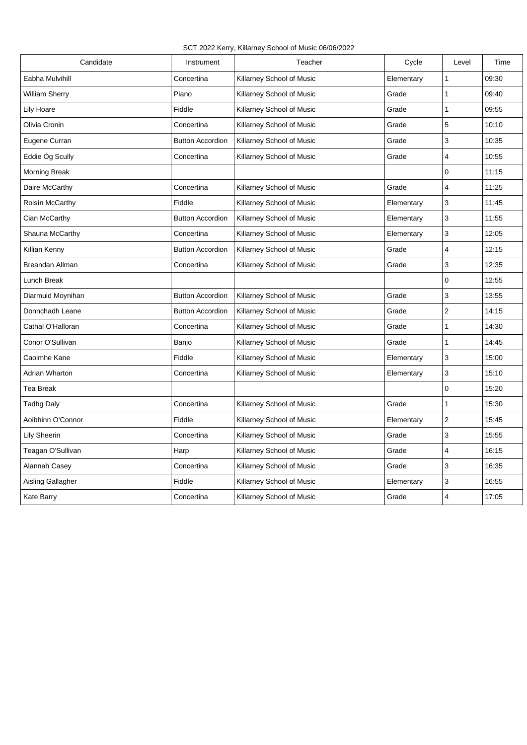SCT 2022 Kerry, Killarney School of Music 06/06/2022

| Candidate | Instrument | Teacher | Cycle | Level | Time |
|---|---|---|---|---|---|
| Eabha Mulvihill | Concertina | Killarney School of Music | Elementary | 1 | 09:30 |
| William Sherry | Piano | Killarney School of Music | Grade | 1 | 09:40 |
| Lily Hoare | Fiddle | Killarney School of Music | Grade | 1 | 09:55 |
| Olivia Cronin | Concertina | Killarney School of Music | Grade | 5 | 10:10 |
| Eugene Curran | Button Accordion | Killarney School of Music | Grade | 3 | 10:35 |
| Eddie Óg Scully | Concertina | Killarney School of Music | Grade | 4 | 10:55 |
| Morning Break | | | | 0 | 11:15 |
| Daire McCarthy | Concertina | Killarney School of Music | Grade | 4 | 11:25 |
| Roisín McCarthy | Fiddle | Killarney School of Music | Elementary | 3 | 11:45 |
| Cian McCarthy | Button Accordion | Killarney School of Music | Elementary | 3 | 11:55 |
| Shauna McCarthy | Concertina | Killarney School of Music | Elementary | 3 | 12:05 |
| Killian Kenny | Button Accordion | Killarney School of Music | Grade | 4 | 12:15 |
| Breandan Allman | Concertina | Killarney School of Music | Grade | 3 | 12:35 |
| Lunch Break | | | | 0 | 12:55 |
| Diarmuid Moynihan | Button Accordion | Killarney School of Music | Grade | 3 | 13:55 |
| Donnchadh Leane | Button Accordion | Killarney School of Music | Grade | 2 | 14:15 |
| Cathal O'Halloran | Concertina | Killarney School of Music | Grade | 1 | 14:30 |
| Conor O'Sullivan | Banjo | Killarney School of Music | Grade | 1 | 14:45 |
| Caoimhe Kane | Fiddle | Killarney School of Music | Elementary | 3 | 15:00 |
| Adrian Wharton | Concertina | Killarney School of Music | Elementary | 3 | 15:10 |
| Tea Break | | | | 0 | 15:20 |
| Tadhg Daly | Concertina | Killarney School of Music | Grade | 1 | 15:30 |
| Aoibhinn O'Connor | Fiddle | Killarney School of Music | Elementary | 2 | 15:45 |
| Lily Sheerin | Concertina | Killarney School of Music | Grade | 3 | 15:55 |
| Teagan O'Sullivan | Harp | Killarney School of Music | Grade | 4 | 16:15 |
| Alannah Casey | Concertina | Killarney School of Music | Grade | 3 | 16:35 |
| Aisling Gallagher | Fiddle | Killarney School of Music | Elementary | 3 | 16:55 |
| Kate Barry | Concertina | Killarney School of Music | Grade | 4 | 17:05 |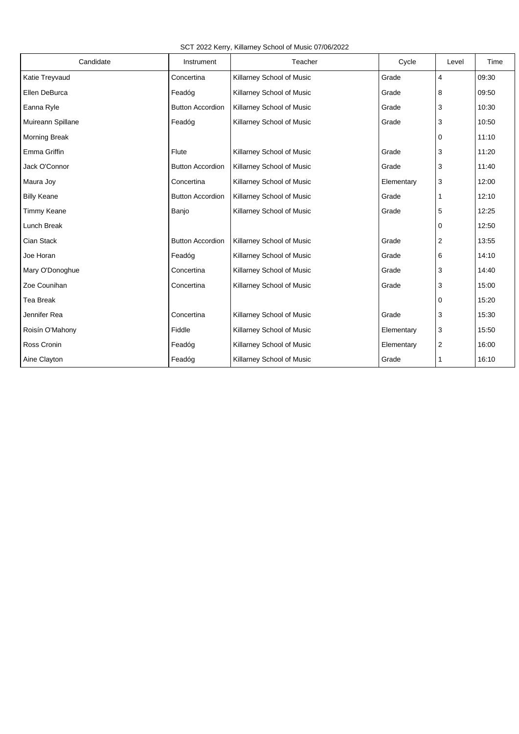SCT 2022 Kerry, Killarney School of Music 07/06/2022

| Candidate | Instrument | Teacher | Cycle | Level | Time |
|---|---|---|---|---|---|
| Katie Treyvaud | Concertina | Killarney School of Music | Grade | 4 | 09:30 |
| Ellen DeBurca | Feadóg | Killarney School of Music | Grade | 8 | 09:50 |
| Eanna Ryle | Button Accordion | Killarney School of Music | Grade | 3 | 10:30 |
| Muireann Spillane | Feadóg | Killarney School of Music | Grade | 3 | 10:50 |
| Morning Break | | | | 0 | 11:10 |
| Emma Griffin | Flute | Killarney School of Music | Grade | 3 | 11:20 |
| Jack O'Connor | Button Accordion | Killarney School of Music | Grade | 3 | 11:40 |
| Maura Joy | Concertina | Killarney School of Music | Elementary | 3 | 12:00 |
| Billy Keane | Button Accordion | Killarney School of Music | Grade | 1 | 12:10 |
| Timmy Keane | Banjo | Killarney School of Music | Grade | 5 | 12:25 |
| Lunch Break | | | | 0 | 12:50 |
| Cian Stack | Button Accordion | Killarney School of Music | Grade | 2 | 13:55 |
| Joe Horan | Feadóg | Killarney School of Music | Grade | 6 | 14:10 |
| Mary O'Donoghue | Concertina | Killarney School of Music | Grade | 3 | 14:40 |
| Zoe Counihan | Concertina | Killarney School of Music | Grade | 3 | 15:00 |
| Tea Break | | | | 0 | 15:20 |
| Jennifer Rea | Concertina | Killarney School of Music | Grade | 3 | 15:30 |
| Roisín O'Mahony | Fiddle | Killarney School of Music | Elementary | 3 | 15:50 |
| Ross Cronin | Feadóg | Killarney School of Music | Elementary | 2 | 16:00 |
| Aine Clayton | Feadóg | Killarney School of Music | Grade | 1 | 16:10 |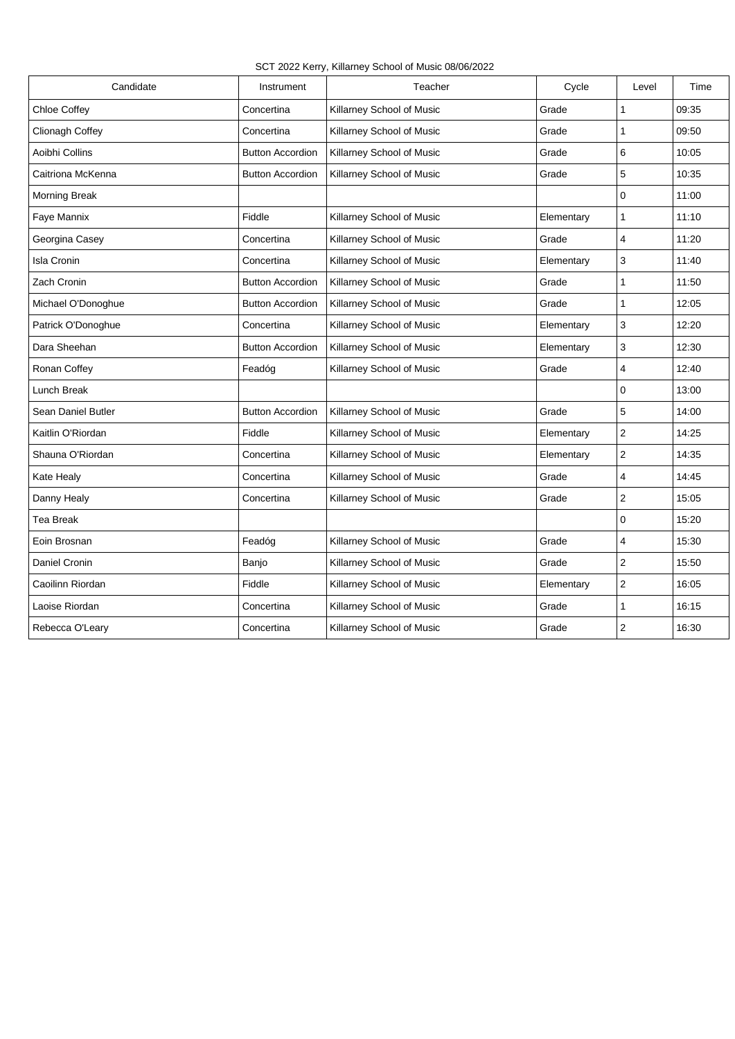SCT 2022 Kerry, Killarney School of Music 08/06/2022

| Candidate | Instrument | Teacher | Cycle | Level | Time |
|---|---|---|---|---|---|
| Chloe Coffey | Concertina | Killarney School of Music | Grade | 1 | 09:35 |
| Clionagh Coffey | Concertina | Killarney School of Music | Grade | 1 | 09:50 |
| Aoibhi Collins | Button Accordion | Killarney School of Music | Grade | 6 | 10:05 |
| Caitriona McKenna | Button Accordion | Killarney School of Music | Grade | 5 | 10:35 |
| Morning Break | | | | 0 | 11:00 |
| Faye Mannix | Fiddle | Killarney School of Music | Elementary | 1 | 11:10 |
| Georgina Casey | Concertina | Killarney School of Music | Grade | 4 | 11:20 |
| Isla Cronin | Concertina | Killarney School of Music | Elementary | 3 | 11:40 |
| Zach Cronin | Button Accordion | Killarney School of Music | Grade | 1 | 11:50 |
| Michael O'Donoghue | Button Accordion | Killarney School of Music | Grade | 1 | 12:05 |
| Patrick O'Donoghue | Concertina | Killarney School of Music | Elementary | 3 | 12:20 |
| Dara Sheehan | Button Accordion | Killarney School of Music | Elementary | 3 | 12:30 |
| Ronan Coffey | Feadóg | Killarney School of Music | Grade | 4 | 12:40 |
| Lunch Break | | | | 0 | 13:00 |
| Sean Daniel Butler | Button Accordion | Killarney School of Music | Grade | 5 | 14:00 |
| Kaitlin O'Riordan | Fiddle | Killarney School of Music | Elementary | 2 | 14:25 |
| Shauna O'Riordan | Concertina | Killarney School of Music | Elementary | 2 | 14:35 |
| Kate Healy | Concertina | Killarney School of Music | Grade | 4 | 14:45 |
| Danny Healy | Concertina | Killarney School of Music | Grade | 2 | 15:05 |
| Tea Break | | | | 0 | 15:20 |
| Eoin Brosnan | Feadóg | Killarney School of Music | Grade | 4 | 15:30 |
| Daniel Cronin | Banjo | Killarney School of Music | Grade | 2 | 15:50 |
| Caoilinn Riordan | Fiddle | Killarney School of Music | Elementary | 2 | 16:05 |
| Laoise Riordan | Concertina | Killarney School of Music | Grade | 1 | 16:15 |
| Rebecca O'Leary | Concertina | Killarney School of Music | Grade | 2 | 16:30 |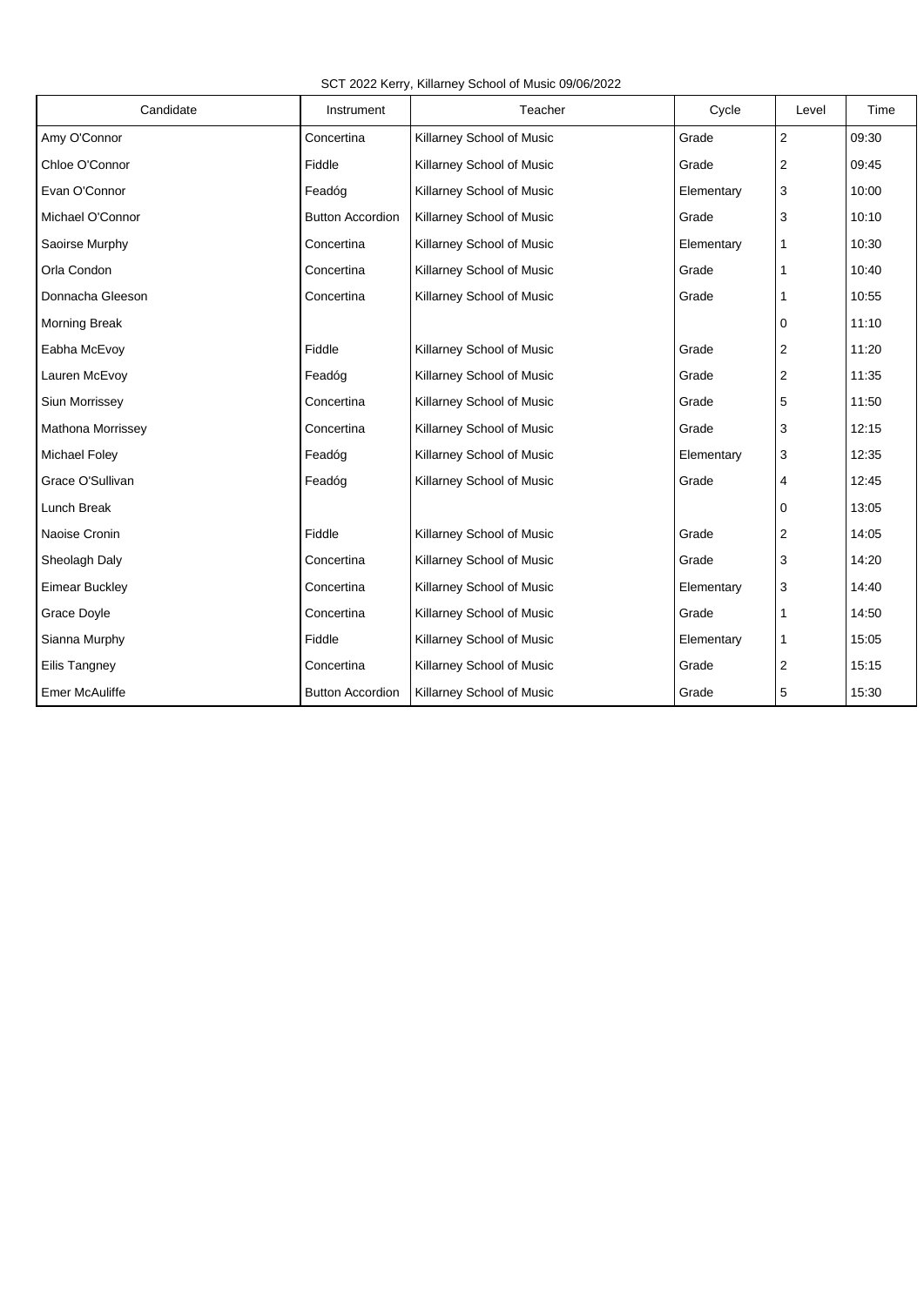SCT 2022 Kerry, Killarney School of Music 09/06/2022

| Candidate | Instrument | Teacher | Cycle | Level | Time |
|---|---|---|---|---|---|
| Amy O'Connor | Concertina | Killarney School of Music | Grade | 2 | 09:30 |
| Chloe O'Connor | Fiddle | Killarney School of Music | Grade | 2 | 09:45 |
| Evan O'Connor | Feadóg | Killarney School of Music | Elementary | 3 | 10:00 |
| Michael O'Connor | Button Accordion | Killarney School of Music | Grade | 3 | 10:10 |
| Saoirse Murphy | Concertina | Killarney School of Music | Elementary | 1 | 10:30 |
| Orla Condon | Concertina | Killarney School of Music | Grade | 1 | 10:40 |
| Donnacha Gleeson | Concertina | Killarney School of Music | Grade | 1 | 10:55 |
| Morning Break | | | | 0 | 11:10 |
| Eabha McEvoy | Fiddle | Killarney School of Music | Grade | 2 | 11:20 |
| Lauren McEvoy | Feadóg | Killarney School of Music | Grade | 2 | 11:35 |
| Siun Morrissey | Concertina | Killarney School of Music | Grade | 5 | 11:50 |
| Mathona Morrissey | Concertina | Killarney School of Music | Grade | 3 | 12:15 |
| Michael Foley | Feadóg | Killarney School of Music | Elementary | 3 | 12:35 |
| Grace O'Sullivan | Feadóg | Killarney School of Music | Grade | 4 | 12:45 |
| Lunch Break | | | | 0 | 13:05 |
| Naoise Cronin | Fiddle | Killarney School of Music | Grade | 2 | 14:05 |
| Sheolagh Daly | Concertina | Killarney School of Music | Grade | 3 | 14:20 |
| Eimear Buckley | Concertina | Killarney School of Music | Elementary | 3 | 14:40 |
| Grace Doyle | Concertina | Killarney School of Music | Grade | 1 | 14:50 |
| Sianna Murphy | Fiddle | Killarney School of Music | Elementary | 1 | 15:05 |
| Eilis Tangney | Concertina | Killarney School of Music | Grade | 2 | 15:15 |
| Emer McAuliffe | Button Accordion | Killarney School of Music | Grade | 5 | 15:30 |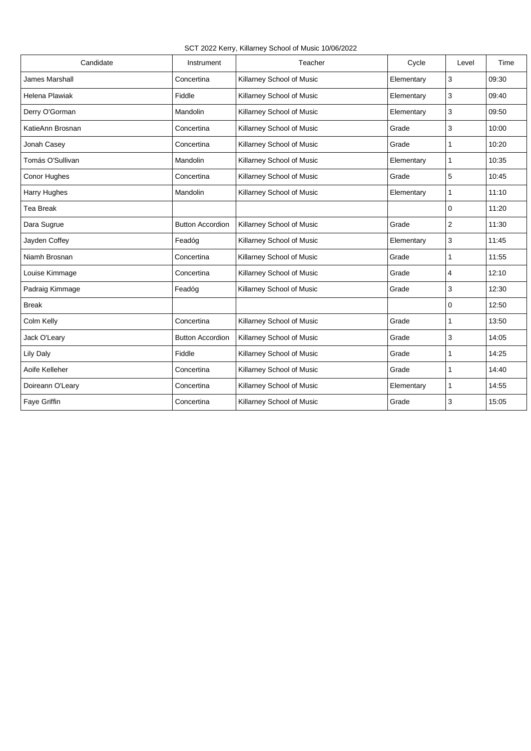SCT 2022 Kerry, Killarney School of Music 10/06/2022

| Candidate | Instrument | Teacher | Cycle | Level | Time |
|---|---|---|---|---|---|
| James Marshall | Concertina | Killarney School of Music | Elementary | 3 | 09:30 |
| Helena Plawiak | Fiddle | Killarney School of Music | Elementary | 3 | 09:40 |
| Derry O'Gorman | Mandolin | Killarney School of Music | Elementary | 3 | 09:50 |
| KatieAnn Brosnan | Concertina | Killarney School of Music | Grade | 3 | 10:00 |
| Jonah Casey | Concertina | Killarney School of Music | Grade | 1 | 10:20 |
| Tomás O'Sullivan | Mandolin | Killarney School of Music | Elementary | 1 | 10:35 |
| Conor Hughes | Concertina | Killarney School of Music | Grade | 5 | 10:45 |
| Harry Hughes | Mandolin | Killarney School of Music | Elementary | 1 | 11:10 |
| Tea Break | | | | 0 | 11:20 |
| Dara Sugrue | Button Accordion | Killarney School of Music | Grade | 2 | 11:30 |
| Jayden Coffey | Feadóg | Killarney School of Music | Elementary | 3 | 11:45 |
| Niamh Brosnan | Concertina | Killarney School of Music | Grade | 1 | 11:55 |
| Louise Kimmage | Concertina | Killarney School of Music | Grade | 4 | 12:10 |
| Padraig Kimmage | Feadóg | Killarney School of Music | Grade | 3 | 12:30 |
| Break | | | | 0 | 12:50 |
| Colm Kelly | Concertina | Killarney School of Music | Grade | 1 | 13:50 |
| Jack O'Leary | Button Accordion | Killarney School of Music | Grade | 3 | 14:05 |
| Lily Daly | Fiddle | Killarney School of Music | Grade | 1 | 14:25 |
| Aoife Kelleher | Concertina | Killarney School of Music | Grade | 1 | 14:40 |
| Doireann O'Leary | Concertina | Killarney School of Music | Elementary | 1 | 14:55 |
| Faye Griffin | Concertina | Killarney School of Music | Grade | 3 | 15:05 |